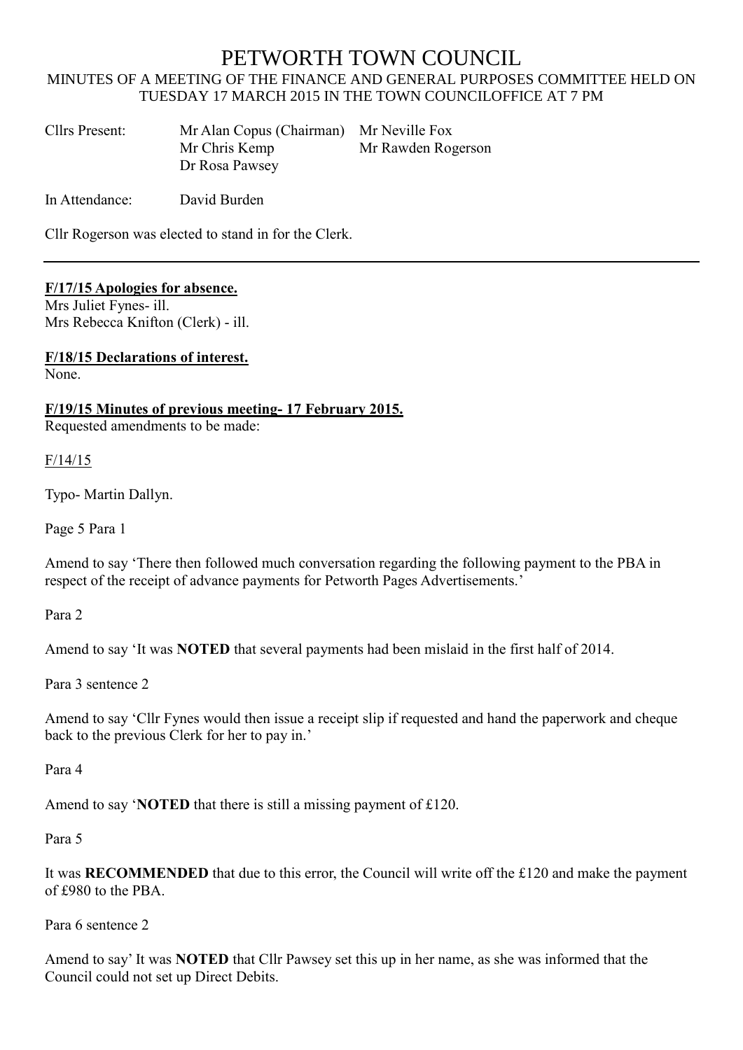# PETWORTH TOWN COUNCIL

MINUTES OF A MEETING OF THE FINANCE AND GENERAL PURPOSES COMMITTEE HELD ON TUESDAY 17 MARCH 2015 IN THE TOWN COUNCILOFFICE AT 7 PM

| Cllrs Present: | Mr Alan Copus (Chairman) | Mr Neville Fox |
|---|---|---|
| | Mr Chris Kemp | Mr Rawden Rogerson |
| | Dr Rosa Pawsey | |

In Attendance: David Burden

Cllr Rogerson was elected to stand in for the Clerk.

---

**F/17/15 Apologies for absence.**

Mrs Juliet Fynes- ill.
Mrs Rebecca Knifton (Clerk) - ill.

**F/18/15 Declarations of interest.**

None.

**F/19/15 Minutes of previous meeting- 17 February 2015.**

Requested amendments to be made:

F/14/15

Typo- Martin Dallyn.

Page 5 Para 1

Amend to say 'There then followed much conversation regarding the following payment to the PBA in respect of the receipt of advance payments for Petworth Pages Advertisements.'

Para 2

Amend to say 'It was **NOTED** that several payments had been mislaid in the first half of 2014.

Para 3 sentence 2

Amend to say 'Cllr Fynes would then issue a receipt slip if requested and hand the paperwork and cheque back to the previous Clerk for her to pay in.'

Para 4

Amend to say '**NOTED** that there is still a missing payment of £120.

Para 5

It was **RECOMMENDED** that due to this error, the Council will write off the £120 and make the payment of £980 to the PBA.

Para 6 sentence 2

Amend to say' It was **NOTED** that Cllr Pawsey set this up in her name, as she was informed that the Council could not set up Direct Debits.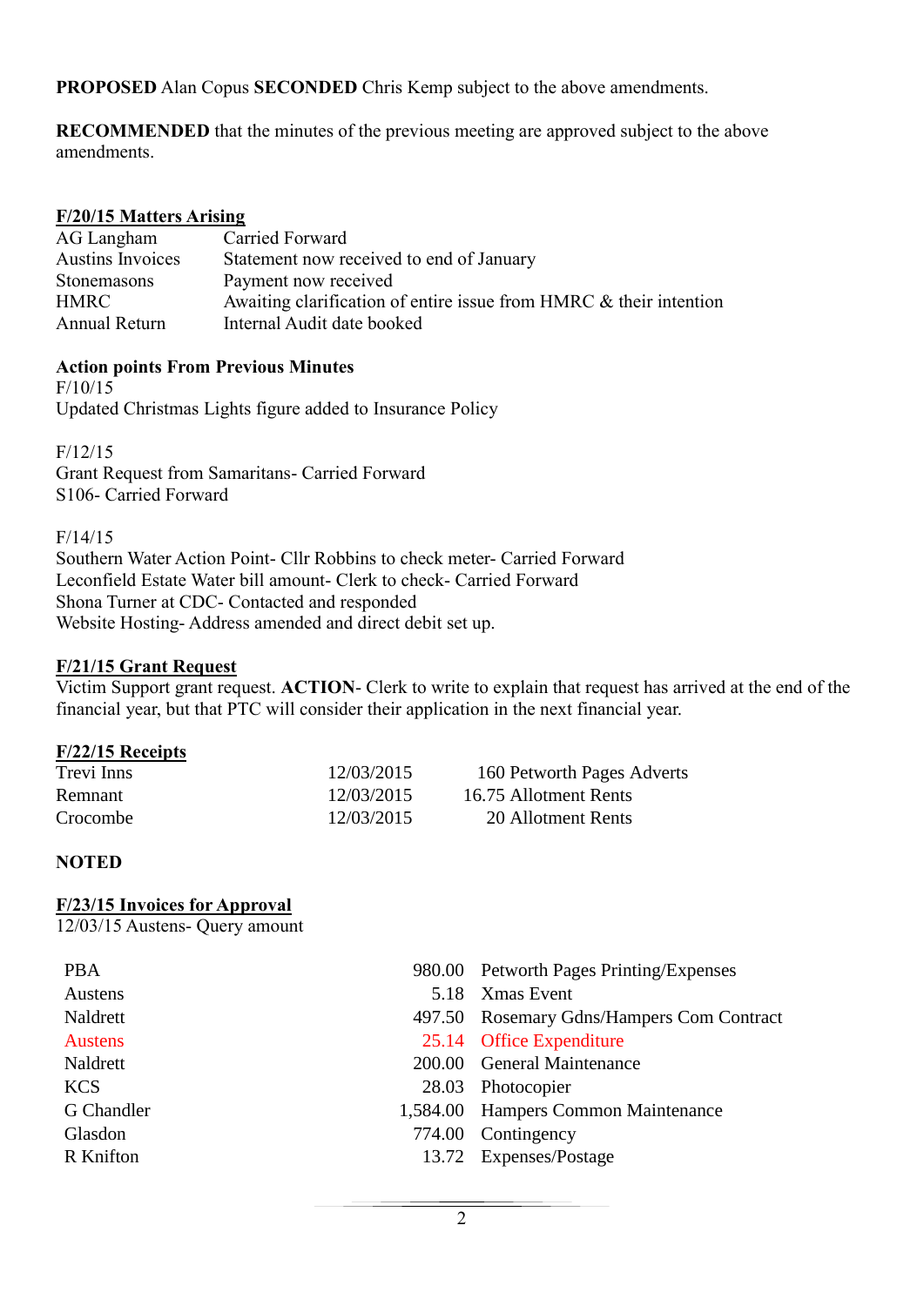**PROPOSED** Alan Copus **SECONDED** Chris Kemp subject to the above amendments.

**RECOMMENDED** that the minutes of the previous meeting are approved subject to the above amendments.

## F/20/15 Matters Arising

| | |
|---|---|
| AG Langham | Carried Forward |
| Austins Invoices | Statement now received to end of January |
| Stonemasons | Payment now received |
| HMRC | Awaiting clarification of entire issue from HMRC & their intention |
| Annual Return | Internal Audit date booked |

**Action points From Previous Minutes**

F/10/15
Updated Christmas Lights figure added to Insurance Policy

F/12/15
Grant Request from Samaritans- Carried Forward
S106- Carried Forward

F/14/15
Southern Water Action Point- Cllr Robbins to check meter- Carried Forward
Leconfield Estate Water bill amount- Clerk to check- Carried Forward
Shona Turner at CDC- Contacted and responded
Website Hosting- Address amended and direct debit set up.

## F/21/15 Grant Request

Victim Support grant request. **ACTION**- Clerk to write to explain that request has arrived at the end of the financial year, but that PTC will consider their application in the next financial year.

## F/22/15 Receipts

| | | |
|---|---|---|
| Trevi Inns | 12/03/2015 | 160 Petworth Pages Adverts |
| Remnant | 12/03/2015 | 16.75 Allotment Rents |
| Crocombe | 12/03/2015 | 20 Allotment Rents |

**NOTED**

## F/23/15 Invoices for Approval

12/03/15 Austens- Query amount

| | | |
|---|---|---|
| PBA | 980.00 | Petworth Pages Printing/Expenses |
| Austens | 5.18 | Xmas Event |
| Naldrett | 497.50 | Rosemary Gdns/Hampers Com Contract |
| Austens | 25.14 | Office Expenditure |
| Naldrett | 200.00 | General Maintenance |
| KCS | 28.03 | Photocopier |
| G Chandler | 1,584.00 | Hampers Common Maintenance |
| Glasdon | 774.00 | Contingency |
| R Knifton | 13.72 | Expenses/Postage |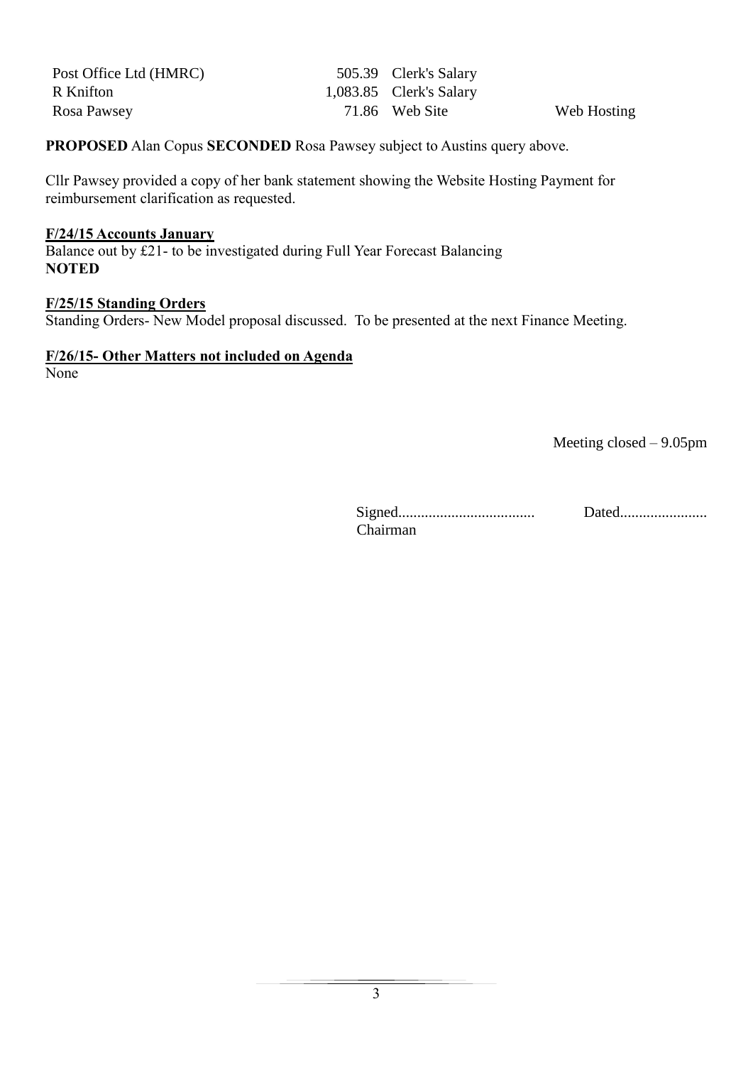| | | | |
|---|---|---|---|
| Post Office Ltd (HMRC) | 505.39 | Clerk's Salary | |
| R Knifton | 1,083.85 | Clerk's Salary | |
| Rosa Pawsey | 71.86 | Web Site | Web Hosting |

**PROPOSED** Alan Copus **SECONDED** Rosa Pawsey subject to Austins query above.

Cllr Pawsey provided a copy of her bank statement showing the Website Hosting Payment for reimbursement clarification as requested.

**F/24/15 Accounts January**

Balance out by £21- to be investigated during Full Year Forecast Balancing

**NOTED**

**F/25/15 Standing Orders**

Standing Orders- New Model proposal discussed. To be presented at the next Finance Meeting.

**F/26/15- Other Matters not included on Agenda**

None

Meeting closed – 9.05pm

Signed.................................... Dated.......................

Chairman